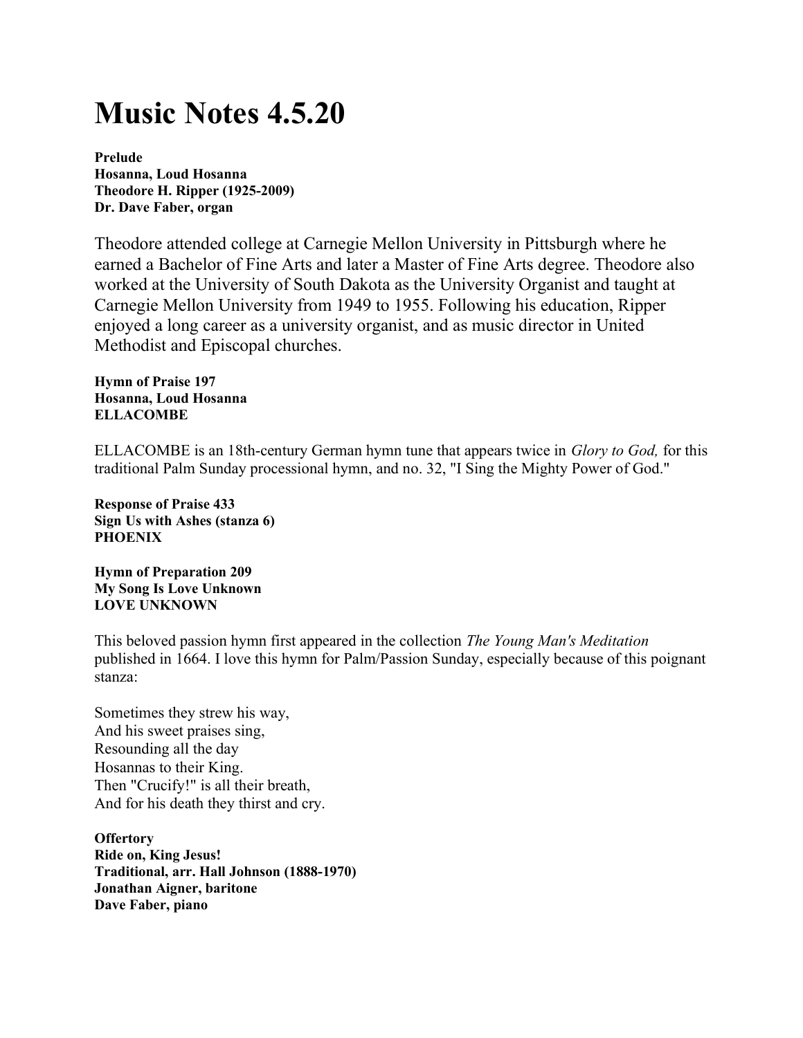# Music Notes 4.5.20

**Prelude**
**Hosanna, Loud Hosanna**
**Theodore H. Ripper (1925-2009)**
**Dr. Dave Faber, organ**

Theodore attended college at Carnegie Mellon University in Pittsburgh where he earned a Bachelor of Fine Arts and later a Master of Fine Arts degree. Theodore also worked at the University of South Dakota as the University Organist and taught at Carnegie Mellon University from 1949 to 1955. Following his education, Ripper enjoyed a long career as a university organist, and as music director in United Methodist and Episcopal churches.

**Hymn of Praise 197**
**Hosanna, Loud Hosanna**
**ELLACOMBE**

ELLACOMBE is an 18th-century German hymn tune that appears twice in *Glory to God,* for this traditional Palm Sunday processional hymn, and no. 32, "I Sing the Mighty Power of God."

**Response of Praise 433**
**Sign Us with Ashes (stanza 6)**
**PHOENIX**

**Hymn of Preparation 209**
**My Song Is Love Unknown**
**LOVE UNKNOWN**

This beloved passion hymn first appeared in the collection *The Young Man's Meditation* published in 1664. I love this hymn for Palm/Passion Sunday, especially because of this poignant stanza:

Sometimes they strew his way,
And his sweet praises sing,
Resounding all the day
Hosannas to their King.
Then "Crucify!" is all their breath,
And for his death they thirst and cry.

**Offertory**
**Ride on, King Jesus!**
**Traditional, arr. Hall Johnson (1888-1970)**
**Jonathan Aigner, baritone**
**Dave Faber, piano**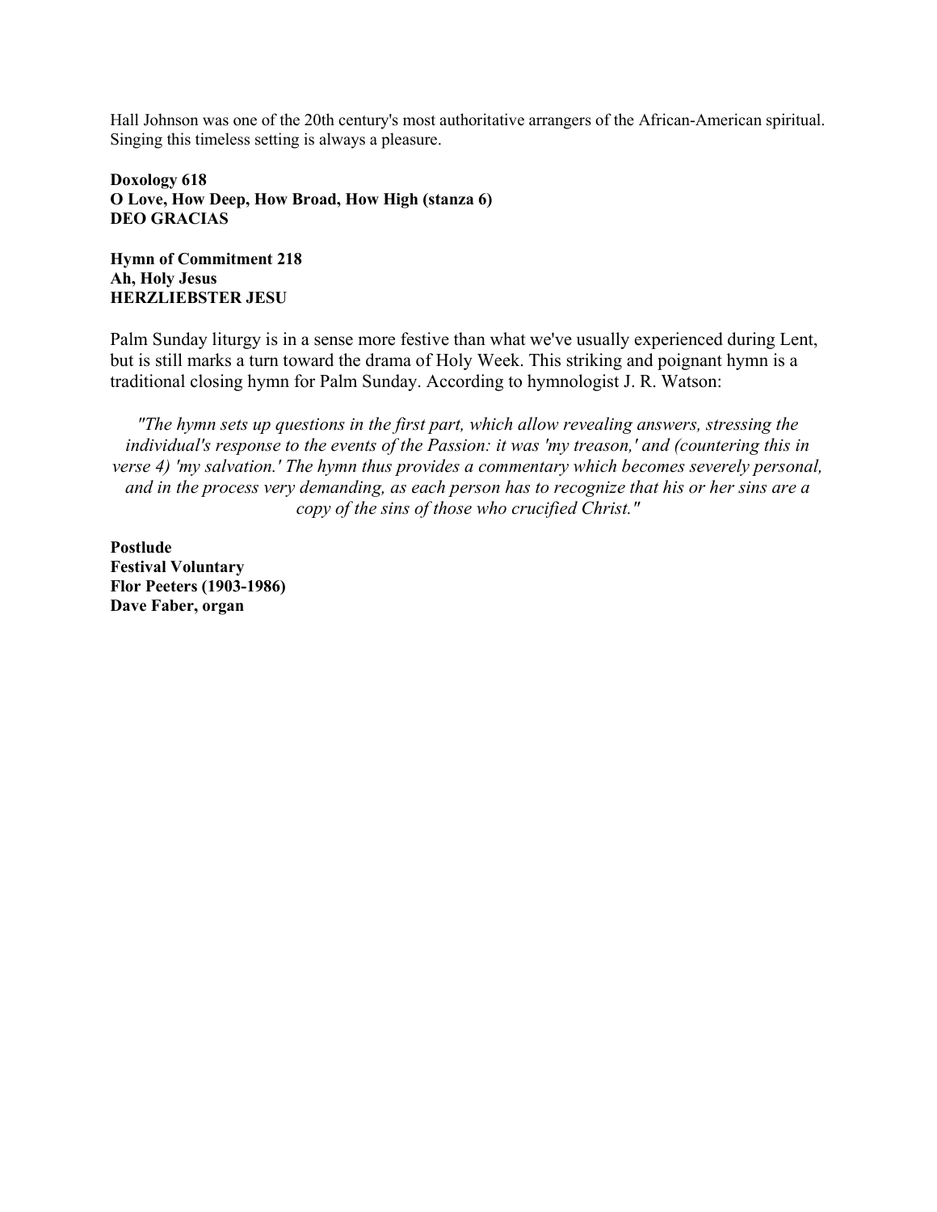Hall Johnson was one of the 20th century's most authoritative arrangers of the African-American spiritual. Singing this timeless setting is always a pleasure.

**Doxology 618**
**O Love, How Deep, How Broad, How High (stanza 6)**
**DEO GRACIAS**

**Hymn of Commitment 218**
**Ah, Holy Jesus**
**HERZLIEBSTER JESU**

Palm Sunday liturgy is in a sense more festive than what we've usually experienced during Lent, but is still marks a turn toward the drama of Holy Week. This striking and poignant hymn is a traditional closing hymn for Palm Sunday. According to hymnologist J. R. Watson:

*"The hymn sets up questions in the first part, which allow revealing answers, stressing the individual's response to the events of the Passion: it was 'my treason,' and (countering this in verse 4) 'my salvation.' The hymn thus provides a commentary which becomes severely personal, and in the process very demanding, as each person has to recognize that his or her sins are a copy of the sins of those who crucified Christ."*

**Postlude**
**Festival Voluntary**
**Flor Peeters (1903-1986)**
**Dave Faber, organ**